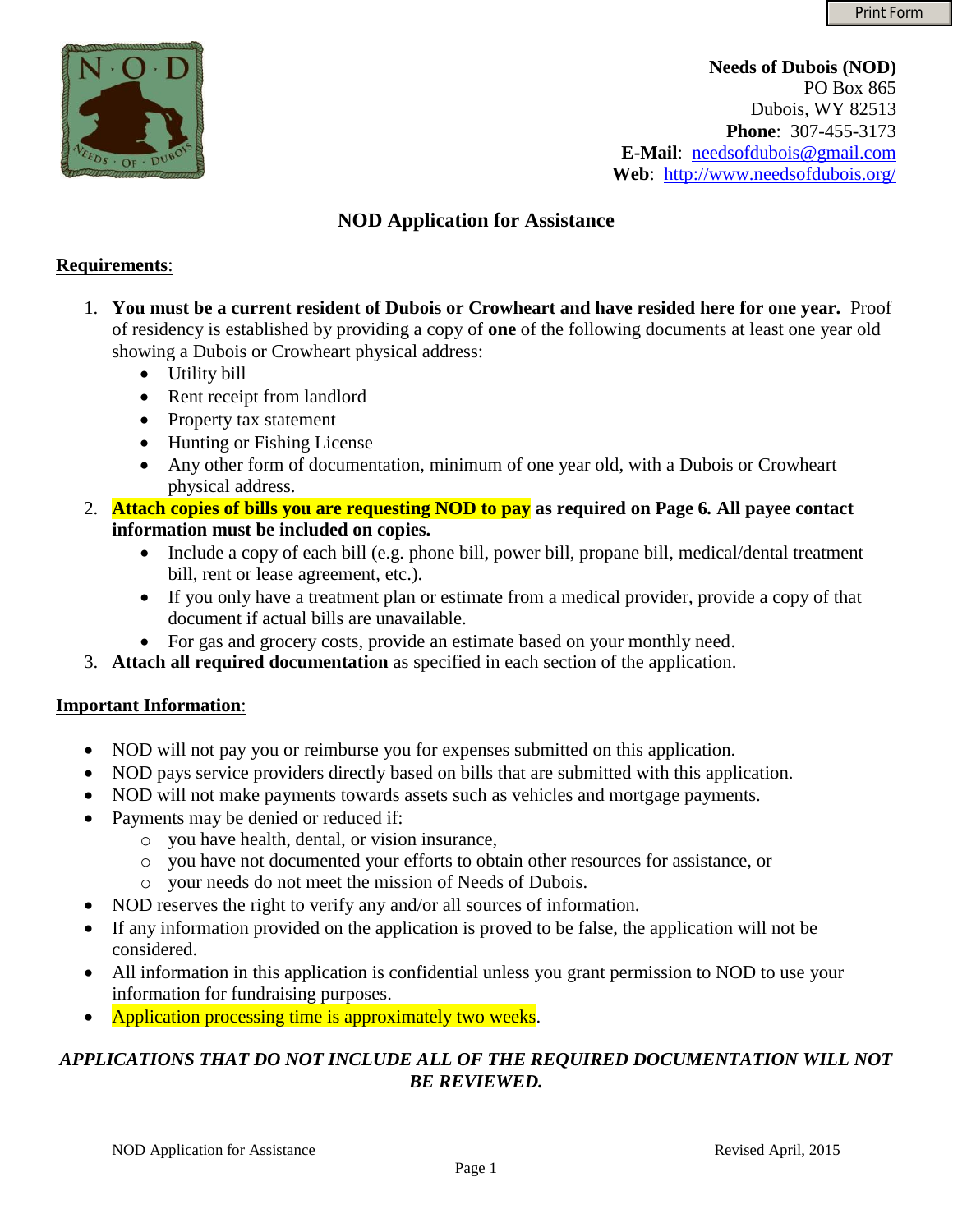**Needs of Dubois (NOD)**
PO Box 865
Dubois, WY 82513
**Phone**: 307-455-3173
**E-Mail**: needsofdubois@gmail.com
**Web**: http://www.needsofdubois.org/

# NOD Application for Assistance

**Requirements**:

1. **You must be a current resident of Dubois or Crowheart and have resided here for one year.** Proof of residency is established by providing a copy of **one** of the following documents at least one year old showing a Dubois or Crowheart physical address:
   - Utility bill
   - Rent receipt from landlord
   - Property tax statement
   - Hunting or Fishing License
   - Any other form of documentation, minimum of one year old, with a Dubois or Crowheart physical address.
2. **Attach copies of bills you are requesting NOD to pay as required on Page 6. All payee contact information must be included on copies.**
   - Include a copy of each bill (e.g. phone bill, power bill, propane bill, medical/dental treatment bill, rent or lease agreement, etc.).
   - If you only have a treatment plan or estimate from a medical provider, provide a copy of that document if actual bills are unavailable.
   - For gas and grocery costs, provide an estimate based on your monthly need.
3. **Attach all required documentation** as specified in each section of the application.

**Important Information**:

- NOD will not pay you or reimburse you for expenses submitted on this application.
- NOD pays service providers directly based on bills that are submitted with this application.
- NOD will not make payments towards assets such as vehicles and mortgage payments.
- Payments may be denied or reduced if:
  - you have health, dental, or vision insurance,
  - you have not documented your efforts to obtain other resources for assistance, or
  - your needs do not meet the mission of Needs of Dubois.
- NOD reserves the right to verify any and/or all sources of information.
- If any information provided on the application is proved to be false, the application will not be considered.
- All information in this application is confidential unless you grant permission to NOD to use your information for fundraising purposes.
- Application processing time is approximately two weeks.

***APPLICATIONS THAT DO NOT INCLUDE ALL OF THE REQUIRED DOCUMENTATION WILL NOT BE REVIEWED.***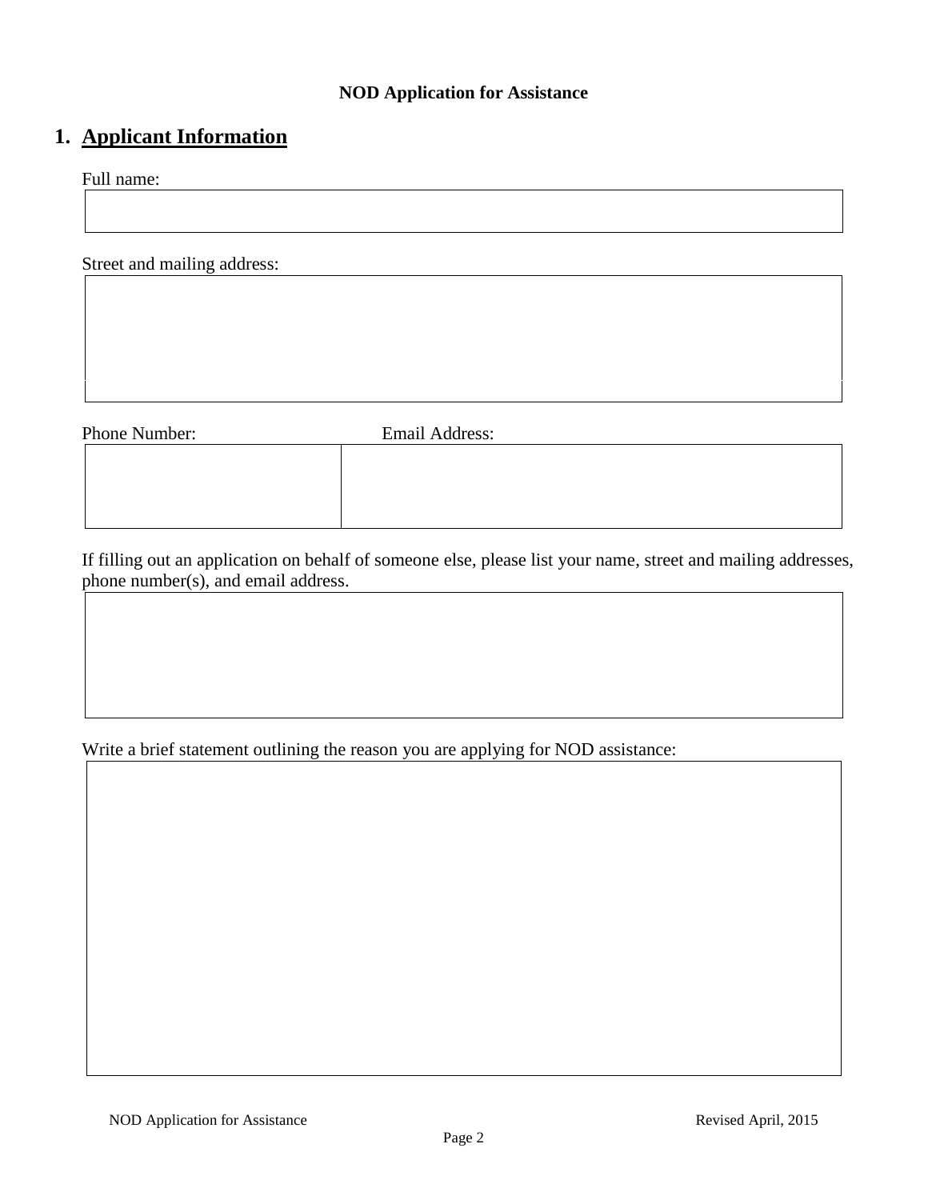**NOD Application for Assistance**

## 1. Applicant Information

Full name:

Street and mailing address:

Phone Number: Email Address:

If filling out an application on behalf of someone else, please list your name, street and mailing addresses, phone number(s), and email address.

Write a brief statement outlining the reason you are applying for NOD assistance: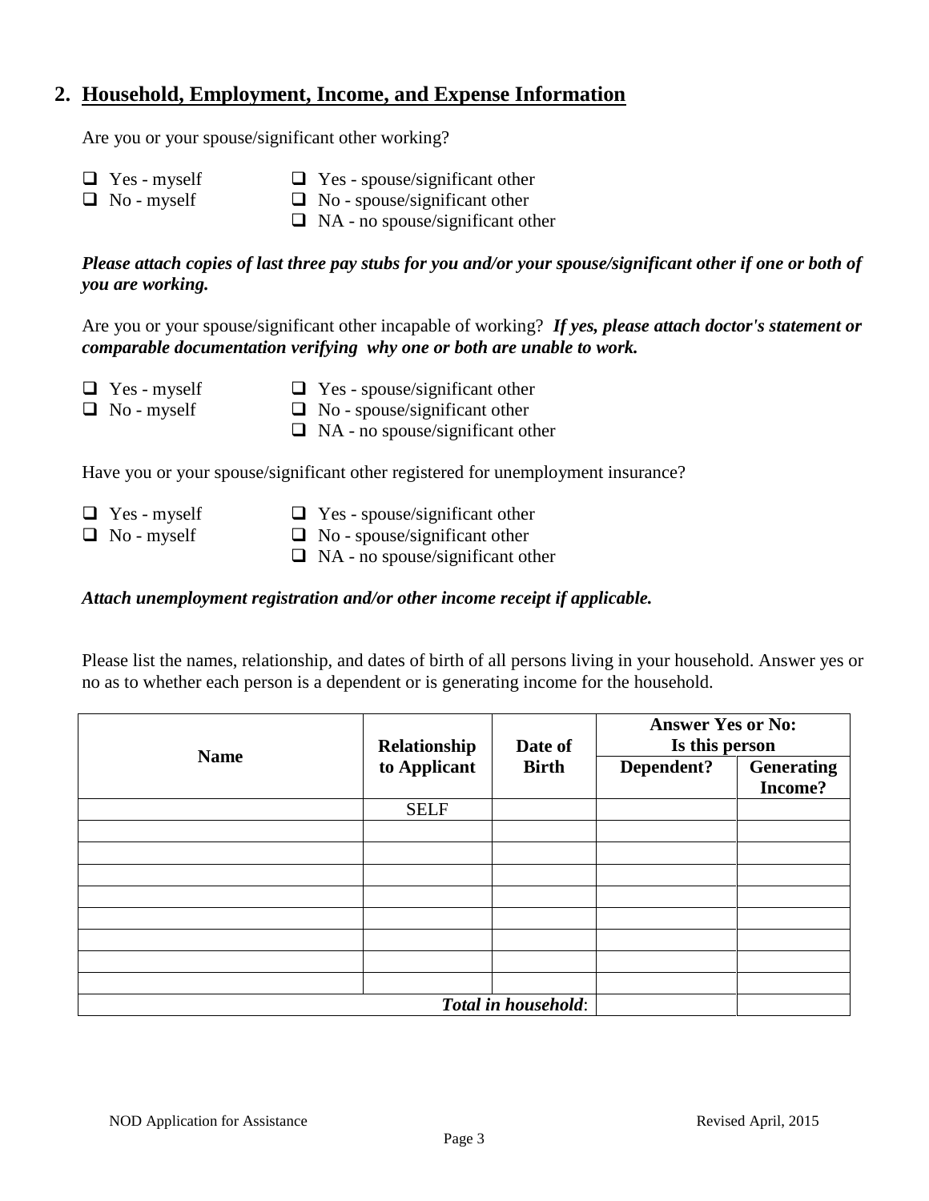## 2. Household, Employment, Income, and Expense Information

Are you or your spouse/significant other working?

- ❑ Yes - myself
- ❑ No - myself
- ❑ Yes - spouse/significant other
- ❑ No - spouse/significant other
- ❑ NA - no spouse/significant other

***Please attach copies of last three pay stubs for you and/or your spouse/significant other if one or both of you are working.***

Are you or your spouse/significant other incapable of working? ***If yes, please attach doctor's statement or comparable documentation verifying why one or both are unable to work.***

- ❑ Yes - myself
- ❑ No - myself
- ❑ Yes - spouse/significant other
- ❑ No - spouse/significant other
- ❑ NA - no spouse/significant other

Have you or your spouse/significant other registered for unemployment insurance?

- ❑ Yes - myself
- ❑ No - myself
- ❑ Yes - spouse/significant other
- ❑ No - spouse/significant other
- ❑ NA - no spouse/significant other

***Attach unemployment registration and/or other income receipt if applicable.***

Please list the names, relationship, and dates of birth of all persons living in your household. Answer yes or no as to whether each person is a dependent or is generating income for the household.

| Name | Relationship to Applicant | Date of Birth | Answer Yes or No: Is this person | |
|---|---|---|---|---|
| | | | Dependent? | Generating Income? |
| | SELF | | | |
| | | | | |
| | | | | |
| | | | | |
| | | | | |
| | | | | |
| | | | | |
| | | | | |
| | | | | |
| | | *Total in household*: | | |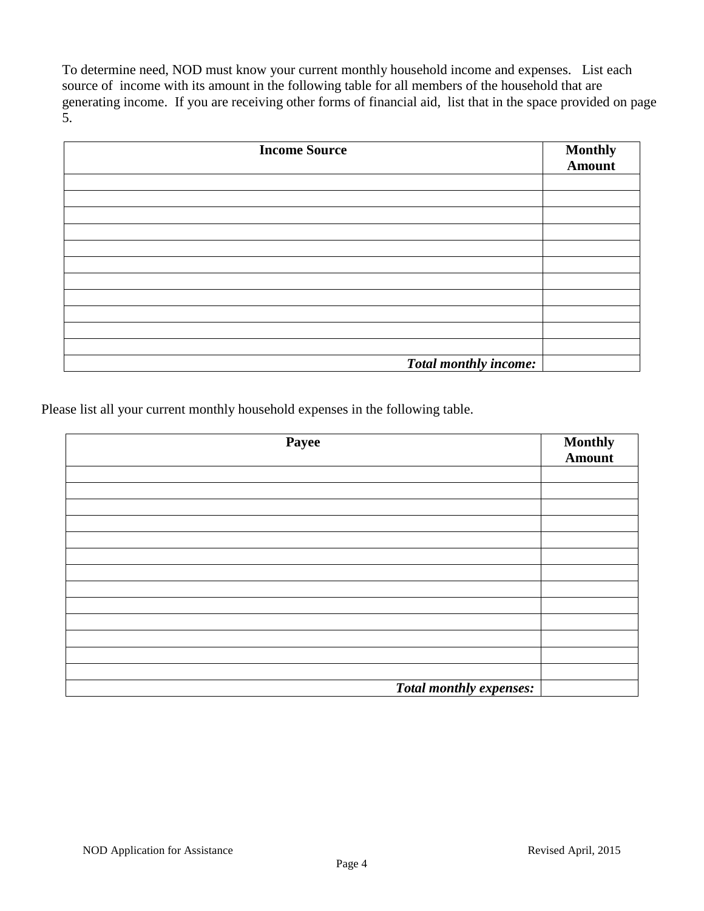To determine need, NOD must know your current monthly household income and expenses. List each source of income with its amount in the following table for all members of the household that are generating income. If you are receiving other forms of financial aid, list that in the space provided on page 5.

| **Income Source** | **Monthly Amount** |
| --- | --- |
| | |
| | |
| | |
| | |
| | |
| | |
| | |
| | |
| | |
| | |
| | |
| ***Total monthly income:*** | |

Please list all your current monthly household expenses in the following table.

| **Payee** | **Monthly Amount** |
| --- | --- |
| | |
| | |
| | |
| | |
| | |
| | |
| | |
| | |
| | |
| | |
| | |
| | |
| | |
| ***Total monthly expenses:*** | |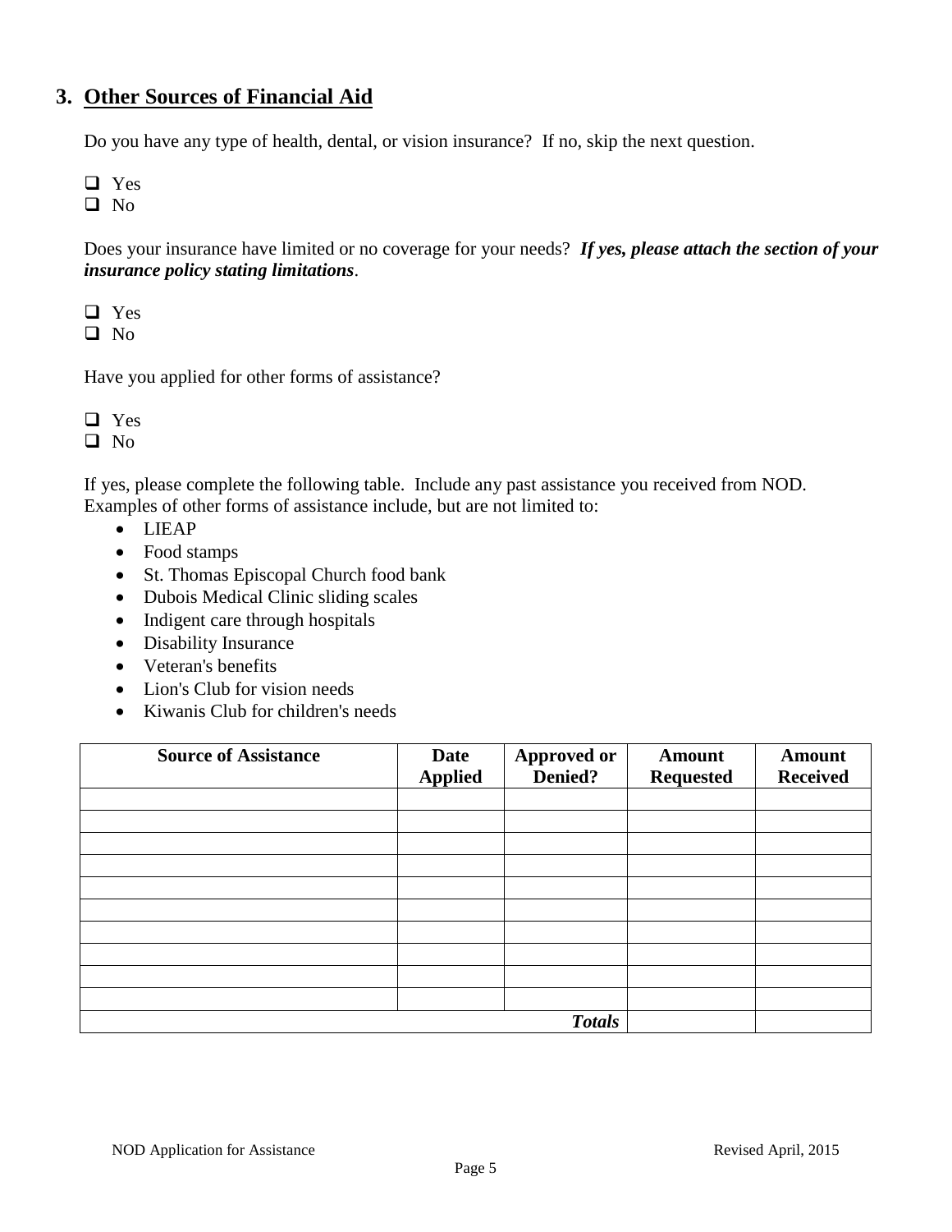## 3. Other Sources of Financial Aid

Do you have any type of health, dental, or vision insurance? If no, skip the next question.

- ☐ Yes
- ☐ No

Does your insurance have limited or no coverage for your needs? ***If yes, please attach the section of your insurance policy stating limitations***.

- ☐ Yes
- ☐ No

Have you applied for other forms of assistance?

- ☐ Yes
- ☐ No

If yes, please complete the following table. Include any past assistance you received from NOD. Examples of other forms of assistance include, but are not limited to:

- LIEAP
- Food stamps
- St. Thomas Episcopal Church food bank
- Dubois Medical Clinic sliding scales
- Indigent care through hospitals
- Disability Insurance
- Veteran's benefits
- Lion's Club for vision needs
- Kiwanis Club for children's needs

| Source of Assistance | Date Applied | Approved or Denied? | Amount Requested | Amount Received |
|---|---|---|---|---|
| | | | | |
| | | | | |
| | | | | |
| | | | | |
| | | | | |
| | | | | |
| | | | | |
| | | | | |
| | | | | |
| | | | | |
| | | ***Totals*** | | |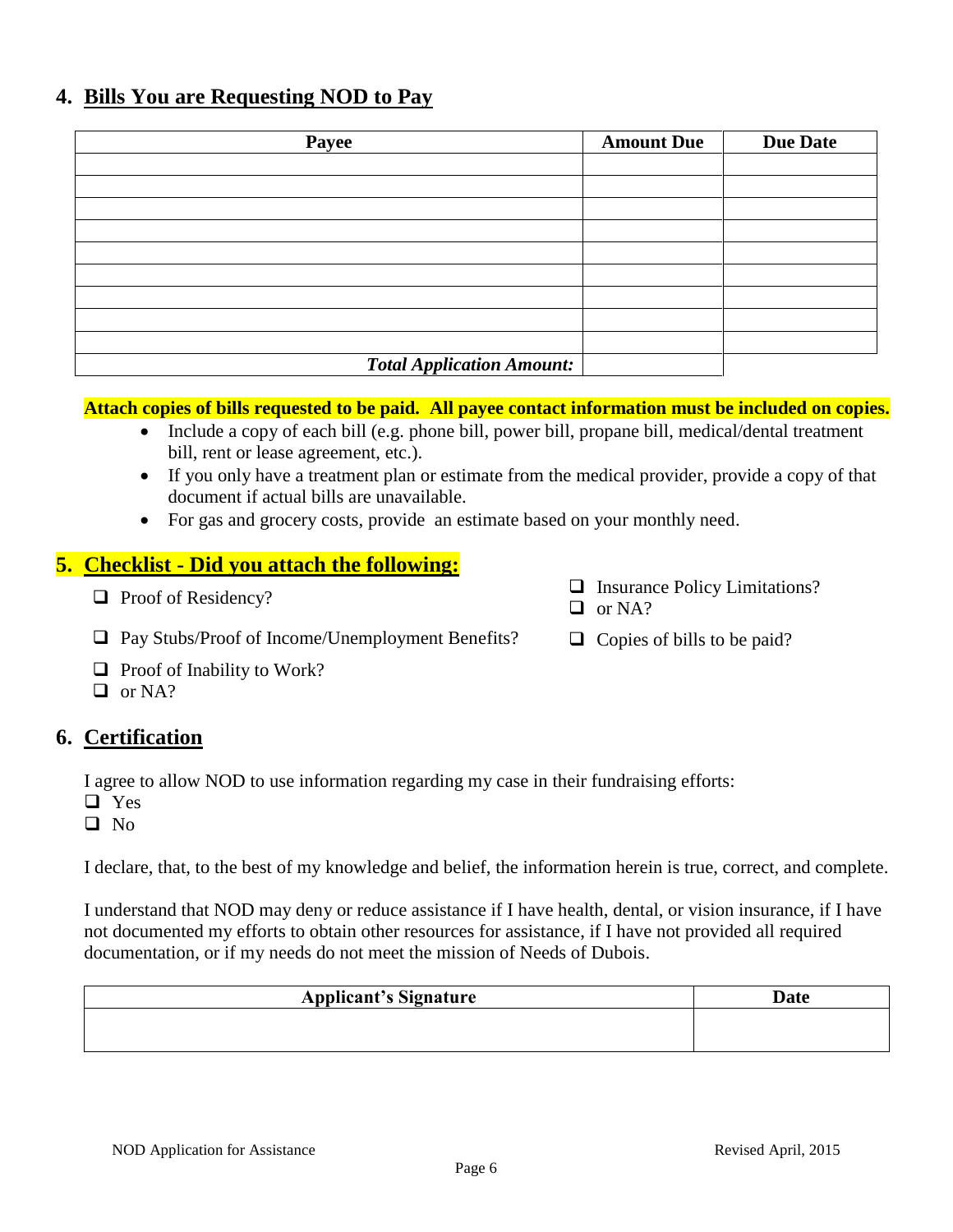## 4. Bills You are Requesting NOD to Pay

| Payee | Amount Due | Due Date |
|---|---|---|
| | | |
| | | |
| | | |
| | | |
| | | |
| | | |
| | | |
| | | |
| | | |
| ***Total Application Amount:*** | | |

**Attach copies of bills requested to be paid. All payee contact information must be included on copies.**

- Include a copy of each bill (e.g. phone bill, power bill, propane bill, medical/dental treatment bill, rent or lease agreement, etc.).
- If you only have a treatment plan or estimate from the medical provider, provide a copy of that document if actual bills are unavailable.
- For gas and grocery costs, provide an estimate based on your monthly need.

## 5. Checklist - Did you attach the following:

- ❑ Proof of Residency?
- ❑ Pay Stubs/Proof of Income/Unemployment Benefits?
- ❑ Proof of Inability to Work?
- ❑ or NA?
- ❑ Insurance Policy Limitations?
- ❑ or NA?
- ❑ Copies of bills to be paid?

## 6. Certification

I agree to allow NOD to use information regarding my case in their fundraising efforts:

- ❑ Yes
- ❑ No

I declare, that, to the best of my knowledge and belief, the information herein is true, correct, and complete.

I understand that NOD may deny or reduce assistance if I have health, dental, or vision insurance, if I have not documented my efforts to obtain other resources for assistance, if I have not provided all required documentation, or if my needs do not meet the mission of Needs of Dubois.

| Applicant's Signature | Date |
|---|---|
| | |